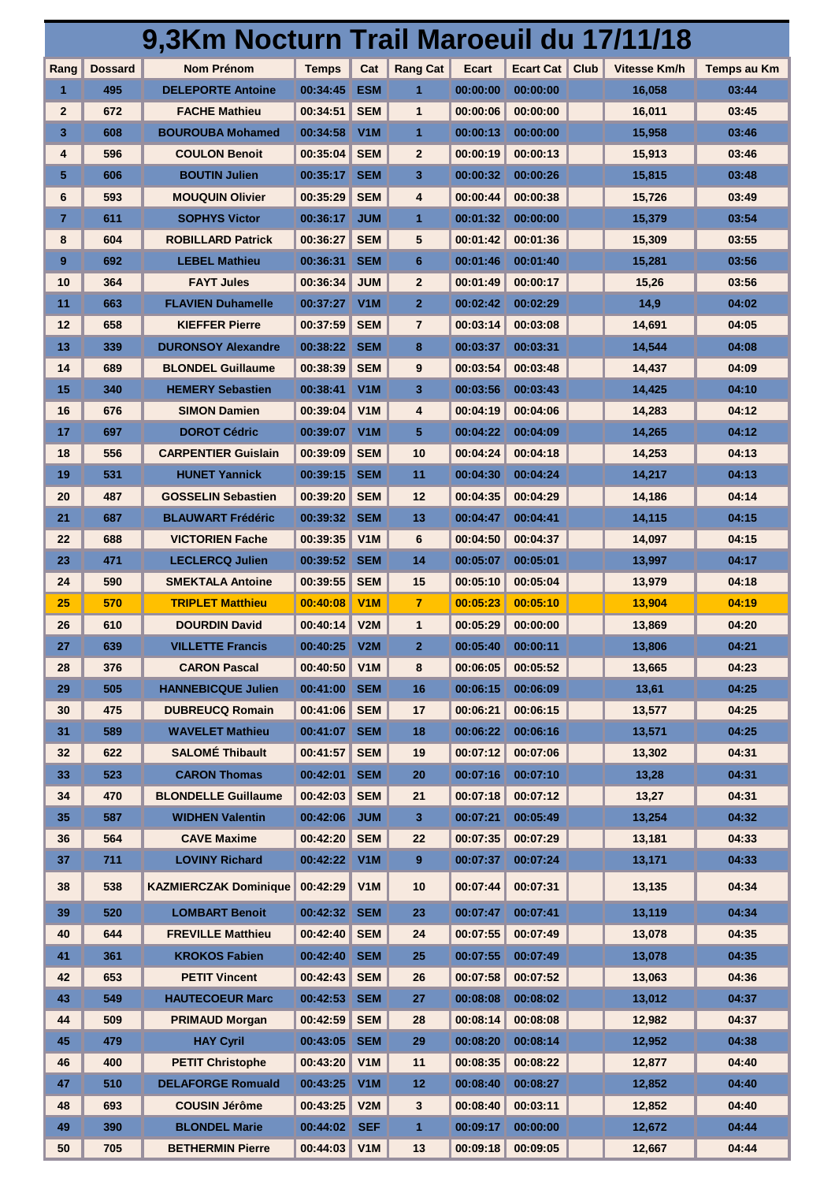# 9,3Km Nocturn Trail Maroeuil du 17/11/18

| Rang | Dossard | Nom Prénom | Temps | Cat | Rang Cat | Ecart | Ecart Cat | Club | Vitesse Km/h | Temps au Km |
|---|---|---|---|---|---|---|---|---|---|---|
| 1 | 495 | DELEPORTE Antoine | 00:34:45 | ESM | 1 | 00:00:00 | 00:00:00 | | 16,058 | 03:44 |
| 2 | 672 | FACHE Mathieu | 00:34:51 | SEM | 1 | 00:00:06 | 00:00:00 | | 16,011 | 03:45 |
| 3 | 608 | BOUROUBA Mohamed | 00:34:58 | V1M | 1 | 00:00:13 | 00:00:00 | | 15,958 | 03:46 |
| 4 | 596 | COULON Benoit | 00:35:04 | SEM | 2 | 00:00:19 | 00:00:13 | | 15,913 | 03:46 |
| 5 | 606 | BOUTIN Julien | 00:35:17 | SEM | 3 | 00:00:32 | 00:00:26 | | 15,815 | 03:48 |
| 6 | 593 | MOUQUIN Olivier | 00:35:29 | SEM | 4 | 00:00:44 | 00:00:38 | | 15,726 | 03:49 |
| 7 | 611 | SOPHYS Victor | 00:36:17 | JUM | 1 | 00:01:32 | 00:00:00 | | 15,379 | 03:54 |
| 8 | 604 | ROBILLARD Patrick | 00:36:27 | SEM | 5 | 00:01:42 | 00:01:36 | | 15,309 | 03:55 |
| 9 | 692 | LEBEL Mathieu | 00:36:31 | SEM | 6 | 00:01:46 | 00:01:40 | | 15,281 | 03:56 |
| 10 | 364 | FAYT Jules | 00:36:34 | JUM | 2 | 00:01:49 | 00:00:17 | | 15,26 | 03:56 |
| 11 | 663 | FLAVIEN Duhamelle | 00:37:27 | V1M | 2 | 00:02:42 | 00:02:29 | | 14,9 | 04:02 |
| 12 | 658 | KIEFFER Pierre | 00:37:59 | SEM | 7 | 00:03:14 | 00:03:08 | | 14,691 | 04:05 |
| 13 | 339 | DURONSOY Alexandre | 00:38:22 | SEM | 8 | 00:03:37 | 00:03:31 | | 14,544 | 04:08 |
| 14 | 689 | BLONDEL Guillaume | 00:38:39 | SEM | 9 | 00:03:54 | 00:03:48 | | 14,437 | 04:09 |
| 15 | 340 | HEMERY Sebastien | 00:38:41 | V1M | 3 | 00:03:56 | 00:03:43 | | 14,425 | 04:10 |
| 16 | 676 | SIMON Damien | 00:39:04 | V1M | 4 | 00:04:19 | 00:04:06 | | 14,283 | 04:12 |
| 17 | 697 | DOROT Cédric | 00:39:07 | V1M | 5 | 00:04:22 | 00:04:09 | | 14,265 | 04:12 |
| 18 | 556 | CARPENTIER Guislain | 00:39:09 | SEM | 10 | 00:04:24 | 00:04:18 | | 14,253 | 04:13 |
| 19 | 531 | HUNET Yannick | 00:39:15 | SEM | 11 | 00:04:30 | 00:04:24 | | 14,217 | 04:13 |
| 20 | 487 | GOSSELIN Sebastien | 00:39:20 | SEM | 12 | 00:04:35 | 00:04:29 | | 14,186 | 04:14 |
| 21 | 687 | BLAUWART Frédéric | 00:39:32 | SEM | 13 | 00:04:47 | 00:04:41 | | 14,115 | 04:15 |
| 22 | 688 | VICTORIEN Fache | 00:39:35 | V1M | 6 | 00:04:50 | 00:04:37 | | 14,097 | 04:15 |
| 23 | 471 | LECLERCQ Julien | 00:39:52 | SEM | 14 | 00:05:07 | 00:05:01 | | 13,997 | 04:17 |
| 24 | 590 | SMEKTALA Antoine | 00:39:55 | SEM | 15 | 00:05:10 | 00:05:04 | | 13,979 | 04:18 |
| 25 | 570 | TRIPLET Matthieu | 00:40:08 | V1M | 7 | 00:05:23 | 00:05:10 | | 13,904 | 04:19 |
| 26 | 610 | DOURDIN David | 00:40:14 | V2M | 1 | 00:05:29 | 00:00:00 | | 13,869 | 04:20 |
| 27 | 639 | VILLETTE Francis | 00:40:25 | V2M | 2 | 00:05:40 | 00:00:11 | | 13,806 | 04:21 |
| 28 | 376 | CARON Pascal | 00:40:50 | V1M | 8 | 00:06:05 | 00:05:52 | | 13,665 | 04:23 |
| 29 | 505 | HANNEBICQUE Julien | 00:41:00 | SEM | 16 | 00:06:15 | 00:06:09 | | 13,61 | 04:25 |
| 30 | 475 | DUBREUCQ Romain | 00:41:06 | SEM | 17 | 00:06:21 | 00:06:15 | | 13,577 | 04:25 |
| 31 | 589 | WAVELET Mathieu | 00:41:07 | SEM | 18 | 00:06:22 | 00:06:16 | | 13,571 | 04:25 |
| 32 | 622 | SALOMÉ Thibault | 00:41:57 | SEM | 19 | 00:07:12 | 00:07:06 | | 13,302 | 04:31 |
| 33 | 523 | CARON Thomas | 00:42:01 | SEM | 20 | 00:07:16 | 00:07:10 | | 13,28 | 04:31 |
| 34 | 470 | BLONDELLE Guillaume | 00:42:03 | SEM | 21 | 00:07:18 | 00:07:12 | | 13,27 | 04:31 |
| 35 | 587 | WIDHEN Valentin | 00:42:06 | JUM | 3 | 00:07:21 | 00:05:49 | | 13,254 | 04:32 |
| 36 | 564 | CAVE Maxime | 00:42:20 | SEM | 22 | 00:07:35 | 00:07:29 | | 13,181 | 04:33 |
| 37 | 711 | LOVINY Richard | 00:42:22 | V1M | 9 | 00:07:37 | 00:07:24 | | 13,171 | 04:33 |
| 38 | 538 | KAZMIERCZAK Dominique | 00:42:29 | V1M | 10 | 00:07:44 | 00:07:31 | | 13,135 | 04:34 |
| 39 | 520 | LOMBART Benoit | 00:42:32 | SEM | 23 | 00:07:47 | 00:07:41 | | 13,119 | 04:34 |
| 40 | 644 | FREVILLE Matthieu | 00:42:40 | SEM | 24 | 00:07:55 | 00:07:49 | | 13,078 | 04:35 |
| 41 | 361 | KROKOS Fabien | 00:42:40 | SEM | 25 | 00:07:55 | 00:07:49 | | 13,078 | 04:35 |
| 42 | 653 | PETIT Vincent | 00:42:43 | SEM | 26 | 00:07:58 | 00:07:52 | | 13,063 | 04:36 |
| 43 | 549 | HAUTECOEUR Marc | 00:42:53 | SEM | 27 | 00:08:08 | 00:08:02 | | 13,012 | 04:37 |
| 44 | 509 | PRIMAUD Morgan | 00:42:59 | SEM | 28 | 00:08:14 | 00:08:08 | | 12,982 | 04:37 |
| 45 | 479 | HAY Cyril | 00:43:05 | SEM | 29 | 00:08:20 | 00:08:14 | | 12,952 | 04:38 |
| 46 | 400 | PETIT Christophe | 00:43:20 | V1M | 11 | 00:08:35 | 00:08:22 | | 12,877 | 04:40 |
| 47 | 510 | DELAFORGE Romuald | 00:43:25 | V1M | 12 | 00:08:40 | 00:08:27 | | 12,852 | 04:40 |
| 48 | 693 | COUSIN Jérôme | 00:43:25 | V2M | 3 | 00:08:40 | 00:03:11 | | 12,852 | 04:40 |
| 49 | 390 | BLONDEL Marie | 00:44:02 | SEF | 1 | 00:09:17 | 00:00:00 | | 12,672 | 04:44 |
| 50 | 705 | BETHERMIN Pierre | 00:44:03 | V1M | 13 | 00:09:18 | 00:09:05 | | 12,667 | 04:44 |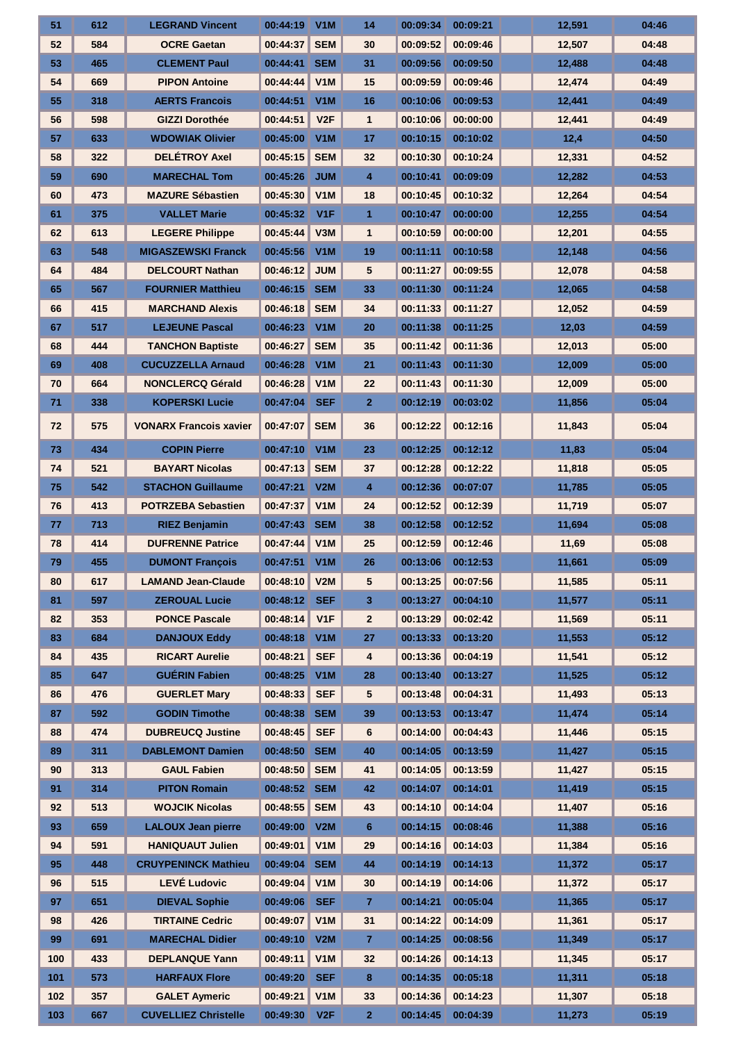| | | | | | | | | | | |
|---|---|---|---|---|---|---|---|---|---|---|
| 51 | 612 | LEGRAND Vincent | 00:44:19 | V1M | 14 | 00:09:34 | 00:09:21 | | 12,591 | 04:46 |
| 52 | 584 | OCRE Gaetan | 00:44:37 | SEM | 30 | 00:09:52 | 00:09:46 | | 12,507 | 04:48 |
| 53 | 465 | CLEMENT Paul | 00:44:41 | SEM | 31 | 00:09:56 | 00:09:50 | | 12,488 | 04:48 |
| 54 | 669 | PIPON Antoine | 00:44:44 | V1M | 15 | 00:09:59 | 00:09:46 | | 12,474 | 04:49 |
| 55 | 318 | AERTS Francois | 00:44:51 | V1M | 16 | 00:10:06 | 00:09:53 | | 12,441 | 04:49 |
| 56 | 598 | GIZZI Dorothée | 00:44:51 | V2F | 1 | 00:10:06 | 00:00:00 | | 12,441 | 04:49 |
| 57 | 633 | WDOWIAK Olivier | 00:45:00 | V1M | 17 | 00:10:15 | 00:10:02 | | 12,4 | 04:50 |
| 58 | 322 | DELÉTROY Axel | 00:45:15 | SEM | 32 | 00:10:30 | 00:10:24 | | 12,331 | 04:52 |
| 59 | 690 | MARECHAL Tom | 00:45:26 | JUM | 4 | 00:10:41 | 00:09:09 | | 12,282 | 04:53 |
| 60 | 473 | MAZURE Sébastien | 00:45:30 | V1M | 18 | 00:10:45 | 00:10:32 | | 12,264 | 04:54 |
| 61 | 375 | VALLET Marie | 00:45:32 | V1F | 1 | 00:10:47 | 00:00:00 | | 12,255 | 04:54 |
| 62 | 613 | LEGERE Philippe | 00:45:44 | V3M | 1 | 00:10:59 | 00:00:00 | | 12,201 | 04:55 |
| 63 | 548 | MIGASZEWSKI Franck | 00:45:56 | V1M | 19 | 00:11:11 | 00:10:58 | | 12,148 | 04:56 |
| 64 | 484 | DELCOURT Nathan | 00:46:12 | JUM | 5 | 00:11:27 | 00:09:55 | | 12,078 | 04:58 |
| 65 | 567 | FOURNIER Matthieu | 00:46:15 | SEM | 33 | 00:11:30 | 00:11:24 | | 12,065 | 04:58 |
| 66 | 415 | MARCHAND Alexis | 00:46:18 | SEM | 34 | 00:11:33 | 00:11:27 | | 12,052 | 04:59 |
| 67 | 517 | LEJEUNE Pascal | 00:46:23 | V1M | 20 | 00:11:38 | 00:11:25 | | 12,03 | 04:59 |
| 68 | 444 | TANCHON Baptiste | 00:46:27 | SEM | 35 | 00:11:42 | 00:11:36 | | 12,013 | 05:00 |
| 69 | 408 | CUCUZZELLA Arnaud | 00:46:28 | V1M | 21 | 00:11:43 | 00:11:30 | | 12,009 | 05:00 |
| 70 | 664 | NONCLERCQ Gérald | 00:46:28 | V1M | 22 | 00:11:43 | 00:11:30 | | 12,009 | 05:00 |
| 71 | 338 | KOPERSKI Lucie | 00:47:04 | SEF | 2 | 00:12:19 | 00:03:02 | | 11,856 | 05:04 |
| 72 | 575 | VONARX Francois xavier | 00:47:07 | SEM | 36 | 00:12:22 | 00:12:16 | | 11,843 | 05:04 |
| 73 | 434 | COPIN Pierre | 00:47:10 | V1M | 23 | 00:12:25 | 00:12:12 | | 11,83 | 05:04 |
| 74 | 521 | BAYART Nicolas | 00:47:13 | SEM | 37 | 00:12:28 | 00:12:22 | | 11,818 | 05:05 |
| 75 | 542 | STACHON Guillaume | 00:47:21 | V2M | 4 | 00:12:36 | 00:07:07 | | 11,785 | 05:05 |
| 76 | 413 | POTRZEBA Sebastien | 00:47:37 | V1M | 24 | 00:12:52 | 00:12:39 | | 11,719 | 05:07 |
| 77 | 713 | RIEZ Benjamin | 00:47:43 | SEM | 38 | 00:12:58 | 00:12:52 | | 11,694 | 05:08 |
| 78 | 414 | DUFRENNE Patrice | 00:47:44 | V1M | 25 | 00:12:59 | 00:12:46 | | 11,69 | 05:08 |
| 79 | 455 | DUMONT François | 00:47:51 | V1M | 26 | 00:13:06 | 00:12:53 | | 11,661 | 05:09 |
| 80 | 617 | LAMAND Jean-Claude | 00:48:10 | V2M | 5 | 00:13:25 | 00:07:56 | | 11,585 | 05:11 |
| 81 | 597 | ZEROUAL Lucie | 00:48:12 | SEF | 3 | 00:13:27 | 00:04:10 | | 11,577 | 05:11 |
| 82 | 353 | PONCE Pascale | 00:48:14 | V1F | 2 | 00:13:29 | 00:02:42 | | 11,569 | 05:11 |
| 83 | 684 | DANJOUX Eddy | 00:48:18 | V1M | 27 | 00:13:33 | 00:13:20 | | 11,553 | 05:12 |
| 84 | 435 | RICART Aurelie | 00:48:21 | SEF | 4 | 00:13:36 | 00:04:19 | | 11,541 | 05:12 |
| 85 | 647 | GUÉRIN Fabien | 00:48:25 | V1M | 28 | 00:13:40 | 00:13:27 | | 11,525 | 05:12 |
| 86 | 476 | GUERLET Mary | 00:48:33 | SEF | 5 | 00:13:48 | 00:04:31 | | 11,493 | 05:13 |
| 87 | 592 | GODIN Timothe | 00:48:38 | SEM | 39 | 00:13:53 | 00:13:47 | | 11,474 | 05:14 |
| 88 | 474 | DUBREUCQ Justine | 00:48:45 | SEF | 6 | 00:14:00 | 00:04:43 | | 11,446 | 05:15 |
| 89 | 311 | DABLEMONT Damien | 00:48:50 | SEM | 40 | 00:14:05 | 00:13:59 | | 11,427 | 05:15 |
| 90 | 313 | GAUL Fabien | 00:48:50 | SEM | 41 | 00:14:05 | 00:13:59 | | 11,427 | 05:15 |
| 91 | 314 | PITON Romain | 00:48:52 | SEM | 42 | 00:14:07 | 00:14:01 | | 11,419 | 05:15 |
| 92 | 513 | WOJCIK Nicolas | 00:48:55 | SEM | 43 | 00:14:10 | 00:14:04 | | 11,407 | 05:16 |
| 93 | 659 | LALOUX Jean pierre | 00:49:00 | V2M | 6 | 00:14:15 | 00:08:46 | | 11,388 | 05:16 |
| 94 | 591 | HANIQUAUT Julien | 00:49:01 | V1M | 29 | 00:14:16 | 00:14:03 | | 11,384 | 05:16 |
| 95 | 448 | CRUYPENINCK Mathieu | 00:49:04 | SEM | 44 | 00:14:19 | 00:14:13 | | 11,372 | 05:17 |
| 96 | 515 | LEVÉ Ludovic | 00:49:04 | V1M | 30 | 00:14:19 | 00:14:06 | | 11,372 | 05:17 |
| 97 | 651 | DIEVAL Sophie | 00:49:06 | SEF | 7 | 00:14:21 | 00:05:04 | | 11,365 | 05:17 |
| 98 | 426 | TIRTAINE Cedric | 00:49:07 | V1M | 31 | 00:14:22 | 00:14:09 | | 11,361 | 05:17 |
| 99 | 691 | MARECHAL Didier | 00:49:10 | V2M | 7 | 00:14:25 | 00:08:56 | | 11,349 | 05:17 |
| 100 | 433 | DEPLANQUE Yann | 00:49:11 | V1M | 32 | 00:14:26 | 00:14:13 | | 11,345 | 05:17 |
| 101 | 573 | HARFAUX Flore | 00:49:20 | SEF | 8 | 00:14:35 | 00:05:18 | | 11,311 | 05:18 |
| 102 | 357 | GALET Aymeric | 00:49:21 | V1M | 33 | 00:14:36 | 00:14:23 | | 11,307 | 05:18 |
| 103 | 667 | CUVELLIEZ Christelle | 00:49:30 | V2F | 2 | 00:14:45 | 00:04:39 | | 11,273 | 05:19 |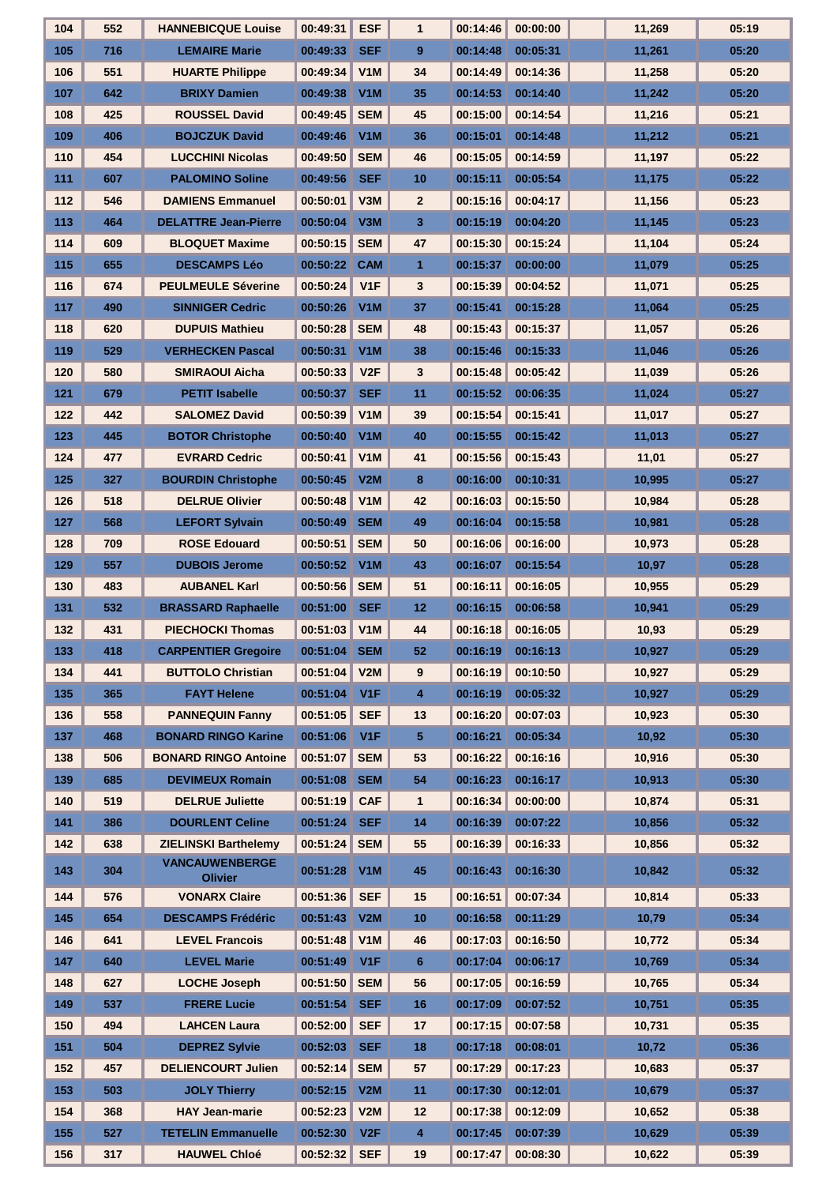| 104 | 552 | HANNEBICQUE Louise | 00:49:31 | ESF | 1 | 00:14:46 | 00:00:00 | | 11,269 | 05:19 |
|---|---|---|---|---|---|---|---|---|---|---|
| 105 | 716 | LEMAIRE Marie | 00:49:33 | SEF | 9 | 00:14:48 | 00:05:31 | | 11,261 | 05:20 |
| 106 | 551 | HUARTE Philippe | 00:49:34 | V1M | 34 | 00:14:49 | 00:14:36 | | 11,258 | 05:20 |
| 107 | 642 | BRIXY Damien | 00:49:38 | V1M | 35 | 00:14:53 | 00:14:40 | | 11,242 | 05:20 |
| 108 | 425 | ROUSSEL David | 00:49:45 | SEM | 45 | 00:15:00 | 00:14:54 | | 11,216 | 05:21 |
| 109 | 406 | BOJCZUK David | 00:49:46 | V1M | 36 | 00:15:01 | 00:14:48 | | 11,212 | 05:21 |
| 110 | 454 | LUCCHINI Nicolas | 00:49:50 | SEM | 46 | 00:15:05 | 00:14:59 | | 11,197 | 05:22 |
| 111 | 607 | PALOMINO Soline | 00:49:56 | SEF | 10 | 00:15:11 | 00:05:54 | | 11,175 | 05:22 |
| 112 | 546 | DAMIENS Emmanuel | 00:50:01 | V3M | 2 | 00:15:16 | 00:04:17 | | 11,156 | 05:23 |
| 113 | 464 | DELATTRE Jean-Pierre | 00:50:04 | V3M | 3 | 00:15:19 | 00:04:20 | | 11,145 | 05:23 |
| 114 | 609 | BLOQUET Maxime | 00:50:15 | SEM | 47 | 00:15:30 | 00:15:24 | | 11,104 | 05:24 |
| 115 | 655 | DESCAMPS Léo | 00:50:22 | CAM | 1 | 00:15:37 | 00:00:00 | | 11,079 | 05:25 |
| 116 | 674 | PEULMEULE Séverine | 00:50:24 | V1F | 3 | 00:15:39 | 00:04:52 | | 11,071 | 05:25 |
| 117 | 490 | SINNIGER Cedric | 00:50:26 | V1M | 37 | 00:15:41 | 00:15:28 | | 11,064 | 05:25 |
| 118 | 620 | DUPUIS Mathieu | 00:50:28 | SEM | 48 | 00:15:43 | 00:15:37 | | 11,057 | 05:26 |
| 119 | 529 | VERHECKEN Pascal | 00:50:31 | V1M | 38 | 00:15:46 | 00:15:33 | | 11,046 | 05:26 |
| 120 | 580 | SMIRAOUI Aicha | 00:50:33 | V2F | 3 | 00:15:48 | 00:05:42 | | 11,039 | 05:26 |
| 121 | 679 | PETIT Isabelle | 00:50:37 | SEF | 11 | 00:15:52 | 00:06:35 | | 11,024 | 05:27 |
| 122 | 442 | SALOMEZ David | 00:50:39 | V1M | 39 | 00:15:54 | 00:15:41 | | 11,017 | 05:27 |
| 123 | 445 | BOTOR Christophe | 00:50:40 | V1M | 40 | 00:15:55 | 00:15:42 | | 11,013 | 05:27 |
| 124 | 477 | EVRARD Cedric | 00:50:41 | V1M | 41 | 00:15:56 | 00:15:43 | | 11,01 | 05:27 |
| 125 | 327 | BOURDIN Christophe | 00:50:45 | V2M | 8 | 00:16:00 | 00:10:31 | | 10,995 | 05:27 |
| 126 | 518 | DELRUE Olivier | 00:50:48 | V1M | 42 | 00:16:03 | 00:15:50 | | 10,984 | 05:28 |
| 127 | 568 | LEFORT Sylvain | 00:50:49 | SEM | 49 | 00:16:04 | 00:15:58 | | 10,981 | 05:28 |
| 128 | 709 | ROSE Edouard | 00:50:51 | SEM | 50 | 00:16:06 | 00:16:00 | | 10,973 | 05:28 |
| 129 | 557 | DUBOIS Jerome | 00:50:52 | V1M | 43 | 00:16:07 | 00:15:54 | | 10,97 | 05:28 |
| 130 | 483 | AUBANEL Karl | 00:50:56 | SEM | 51 | 00:16:11 | 00:16:05 | | 10,955 | 05:29 |
| 131 | 532 | BRASSARD Raphaelle | 00:51:00 | SEF | 12 | 00:16:15 | 00:06:58 | | 10,941 | 05:29 |
| 132 | 431 | PIECHOCKI Thomas | 00:51:03 | V1M | 44 | 00:16:18 | 00:16:05 | | 10,93 | 05:29 |
| 133 | 418 | CARPENTIER Gregoire | 00:51:04 | SEM | 52 | 00:16:19 | 00:16:13 | | 10,927 | 05:29 |
| 134 | 441 | BUTTOLO Christian | 00:51:04 | V2M | 9 | 00:16:19 | 00:10:50 | | 10,927 | 05:29 |
| 135 | 365 | FAYT Helene | 00:51:04 | V1F | 4 | 00:16:19 | 00:05:32 | | 10,927 | 05:29 |
| 136 | 558 | PANNEQUIN Fanny | 00:51:05 | SEF | 13 | 00:16:20 | 00:07:03 | | 10,923 | 05:30 |
| 137 | 468 | BONARD RINGO Karine | 00:51:06 | V1F | 5 | 00:16:21 | 00:05:34 | | 10,92 | 05:30 |
| 138 | 506 | BONARD RINGO Antoine | 00:51:07 | SEM | 53 | 00:16:22 | 00:16:16 | | 10,916 | 05:30 |
| 139 | 685 | DEVIMEUX Romain | 00:51:08 | SEM | 54 | 00:16:23 | 00:16:17 | | 10,913 | 05:30 |
| 140 | 519 | DELRUE Juliette | 00:51:19 | CAF | 1 | 00:16:34 | 00:00:00 | | 10,874 | 05:31 |
| 141 | 386 | DOURLENT Celine | 00:51:24 | SEF | 14 | 00:16:39 | 00:07:22 | | 10,856 | 05:32 |
| 142 | 638 | ZIELINSKI Barthelemy | 00:51:24 | SEM | 55 | 00:16:39 | 00:16:33 | | 10,856 | 05:32 |
| 143 | 304 | VANCAUWENBERGE Olivier | 00:51:28 | V1M | 45 | 00:16:43 | 00:16:30 | | 10,842 | 05:32 |
| 144 | 576 | VONARX Claire | 00:51:36 | SEF | 15 | 00:16:51 | 00:07:34 | | 10,814 | 05:33 |
| 145 | 654 | DESCAMPS Frédéric | 00:51:43 | V2M | 10 | 00:16:58 | 00:11:29 | | 10,79 | 05:34 |
| 146 | 641 | LEVEL Francois | 00:51:48 | V1M | 46 | 00:17:03 | 00:16:50 | | 10,772 | 05:34 |
| 147 | 640 | LEVEL Marie | 00:51:49 | V1F | 6 | 00:17:04 | 00:06:17 | | 10,769 | 05:34 |
| 148 | 627 | LOCHE Joseph | 00:51:50 | SEM | 56 | 00:17:05 | 00:16:59 | | 10,765 | 05:34 |
| 149 | 537 | FRERE Lucie | 00:51:54 | SEF | 16 | 00:17:09 | 00:07:52 | | 10,751 | 05:35 |
| 150 | 494 | LAHCEN Laura | 00:52:00 | SEF | 17 | 00:17:15 | 00:07:58 | | 10,731 | 05:35 |
| 151 | 504 | DEPREZ Sylvie | 00:52:03 | SEF | 18 | 00:17:18 | 00:08:01 | | 10,72 | 05:36 |
| 152 | 457 | DELIENCOURT Julien | 00:52:14 | SEM | 57 | 00:17:29 | 00:17:23 | | 10,683 | 05:37 |
| 153 | 503 | JOLY Thierry | 00:52:15 | V2M | 11 | 00:17:30 | 00:12:01 | | 10,679 | 05:37 |
| 154 | 368 | HAY Jean-marie | 00:52:23 | V2M | 12 | 00:17:38 | 00:12:09 | | 10,652 | 05:38 |
| 155 | 527 | TETELIN Emmanuelle | 00:52:30 | V2F | 4 | 00:17:45 | 00:07:39 | | 10,629 | 05:39 |
| 156 | 317 | HAUWEL Chloé | 00:52:32 | SEF | 19 | 00:17:47 | 00:08:30 | | 10,622 | 05:39 |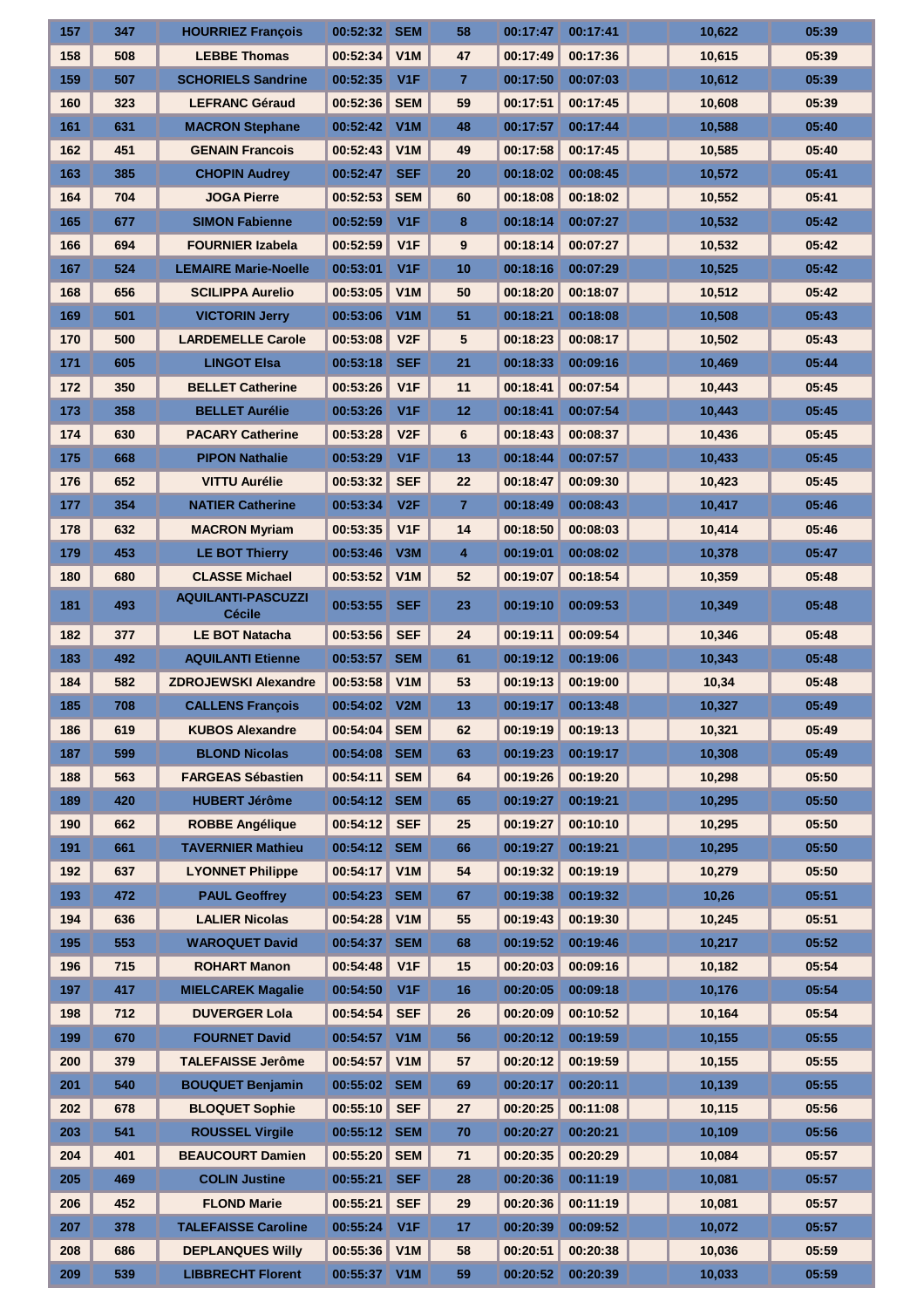| 157 | 347 | HOURRIEZ François | 00:52:32 | SEM | 58 | 00:17:47 | 00:17:41 | | 10,622 | 05:39 |
|---|---|---|---|---|---|---|---|---|---|---|
| 158 | 508 | LEBBE Thomas | 00:52:34 | V1M | 47 | 00:17:49 | 00:17:36 | | 10,615 | 05:39 |
| 159 | 507 | SCHORIELS Sandrine | 00:52:35 | V1F | 7 | 00:17:50 | 00:07:03 | | 10,612 | 05:39 |
| 160 | 323 | LEFRANC Géraud | 00:52:36 | SEM | 59 | 00:17:51 | 00:17:45 | | 10,608 | 05:39 |
| 161 | 631 | MACRON Stephane | 00:52:42 | V1M | 48 | 00:17:57 | 00:17:44 | | 10,588 | 05:40 |
| 162 | 451 | GENAIN Francois | 00:52:43 | V1M | 49 | 00:17:58 | 00:17:45 | | 10,585 | 05:40 |
| 163 | 385 | CHOPIN Audrey | 00:52:47 | SEF | 20 | 00:18:02 | 00:08:45 | | 10,572 | 05:41 |
| 164 | 704 | JOGA Pierre | 00:52:53 | SEM | 60 | 00:18:08 | 00:18:02 | | 10,552 | 05:41 |
| 165 | 677 | SIMON Fabienne | 00:52:59 | V1F | 8 | 00:18:14 | 00:07:27 | | 10,532 | 05:42 |
| 166 | 694 | FOURNIER Izabela | 00:52:59 | V1F | 9 | 00:18:14 | 00:07:27 | | 10,532 | 05:42 |
| 167 | 524 | LEMAIRE Marie-Noelle | 00:53:01 | V1F | 10 | 00:18:16 | 00:07:29 | | 10,525 | 05:42 |
| 168 | 656 | SCILIPPA Aurelio | 00:53:05 | V1M | 50 | 00:18:20 | 00:18:07 | | 10,512 | 05:42 |
| 169 | 501 | VICTORIN Jerry | 00:53:06 | V1M | 51 | 00:18:21 | 00:18:08 | | 10,508 | 05:43 |
| 170 | 500 | LARDEMELLE Carole | 00:53:08 | V2F | 5 | 00:18:23 | 00:08:17 | | 10,502 | 05:43 |
| 171 | 605 | LINGOT Elsa | 00:53:18 | SEF | 21 | 00:18:33 | 00:09:16 | | 10,469 | 05:44 |
| 172 | 350 | BELLET Catherine | 00:53:26 | V1F | 11 | 00:18:41 | 00:07:54 | | 10,443 | 05:45 |
| 173 | 358 | BELLET Aurélie | 00:53:26 | V1F | 12 | 00:18:41 | 00:07:54 | | 10,443 | 05:45 |
| 174 | 630 | PACARY Catherine | 00:53:28 | V2F | 6 | 00:18:43 | 00:08:37 | | 10,436 | 05:45 |
| 175 | 668 | PIPON Nathalie | 00:53:29 | V1F | 13 | 00:18:44 | 00:07:57 | | 10,433 | 05:45 |
| 176 | 652 | VITTU Aurélie | 00:53:32 | SEF | 22 | 00:18:47 | 00:09:30 | | 10,423 | 05:45 |
| 177 | 354 | NATIER Catherine | 00:53:34 | V2F | 7 | 00:18:49 | 00:08:43 | | 10,417 | 05:46 |
| 178 | 632 | MACRON Myriam | 00:53:35 | V1F | 14 | 00:18:50 | 00:08:03 | | 10,414 | 05:46 |
| 179 | 453 | LE BOT Thierry | 00:53:46 | V3M | 4 | 00:19:01 | 00:08:02 | | 10,378 | 05:47 |
| 180 | 680 | CLASSE Michael | 00:53:52 | V1M | 52 | 00:19:07 | 00:18:54 | | 10,359 | 05:48 |
| 181 | 493 | AQUILANTI-PASCUZZI Cécile | 00:53:55 | SEF | 23 | 00:19:10 | 00:09:53 | | 10,349 | 05:48 |
| 182 | 377 | LE BOT Natacha | 00:53:56 | SEF | 24 | 00:19:11 | 00:09:54 | | 10,346 | 05:48 |
| 183 | 492 | AQUILANTI Etienne | 00:53:57 | SEM | 61 | 00:19:12 | 00:19:06 | | 10,343 | 05:48 |
| 184 | 582 | ZDROJEWSKI Alexandre | 00:53:58 | V1M | 53 | 00:19:13 | 00:19:00 | | 10,34 | 05:48 |
| 185 | 708 | CALLENS François | 00:54:02 | V2M | 13 | 00:19:17 | 00:13:48 | | 10,327 | 05:49 |
| 186 | 619 | KUBOS Alexandre | 00:54:04 | SEM | 62 | 00:19:19 | 00:19:13 | | 10,321 | 05:49 |
| 187 | 599 | BLOND Nicolas | 00:54:08 | SEM | 63 | 00:19:23 | 00:19:17 | | 10,308 | 05:49 |
| 188 | 563 | FARGEAS Sébastien | 00:54:11 | SEM | 64 | 00:19:26 | 00:19:20 | | 10,298 | 05:50 |
| 189 | 420 | HUBERT Jérôme | 00:54:12 | SEM | 65 | 00:19:27 | 00:19:21 | | 10,295 | 05:50 |
| 190 | 662 | ROBBE Angélique | 00:54:12 | SEF | 25 | 00:19:27 | 00:10:10 | | 10,295 | 05:50 |
| 191 | 661 | TAVERNIER Mathieu | 00:54:12 | SEM | 66 | 00:19:27 | 00:19:21 | | 10,295 | 05:50 |
| 192 | 637 | LYONNET Philippe | 00:54:17 | V1M | 54 | 00:19:32 | 00:19:19 | | 10,279 | 05:50 |
| 193 | 472 | PAUL Geoffrey | 00:54:23 | SEM | 67 | 00:19:38 | 00:19:32 | | 10,26 | 05:51 |
| 194 | 636 | LALIER Nicolas | 00:54:28 | V1M | 55 | 00:19:43 | 00:19:30 | | 10,245 | 05:51 |
| 195 | 553 | WAROQUET David | 00:54:37 | SEM | 68 | 00:19:52 | 00:19:46 | | 10,217 | 05:52 |
| 196 | 715 | ROHART Manon | 00:54:48 | V1F | 15 | 00:20:03 | 00:09:16 | | 10,182 | 05:54 |
| 197 | 417 | MIELCAREK Magalie | 00:54:50 | V1F | 16 | 00:20:05 | 00:09:18 | | 10,176 | 05:54 |
| 198 | 712 | DUVERGER Lola | 00:54:54 | SEF | 26 | 00:20:09 | 00:10:52 | | 10,164 | 05:54 |
| 199 | 670 | FOURNET David | 00:54:57 | V1M | 56 | 00:20:12 | 00:19:59 | | 10,155 | 05:55 |
| 200 | 379 | TALEFAISSE Jerôme | 00:54:57 | V1M | 57 | 00:20:12 | 00:19:59 | | 10,155 | 05:55 |
| 201 | 540 | BOUQUET Benjamin | 00:55:02 | SEM | 69 | 00:20:17 | 00:20:11 | | 10,139 | 05:55 |
| 202 | 678 | BLOQUET Sophie | 00:55:10 | SEF | 27 | 00:20:25 | 00:11:08 | | 10,115 | 05:56 |
| 203 | 541 | ROUSSEL Virgile | 00:55:12 | SEM | 70 | 00:20:27 | 00:20:21 | | 10,109 | 05:56 |
| 204 | 401 | BEAUCOURT Damien | 00:55:20 | SEM | 71 | 00:20:35 | 00:20:29 | | 10,084 | 05:57 |
| 205 | 469 | COLIN Justine | 00:55:21 | SEF | 28 | 00:20:36 | 00:11:19 | | 10,081 | 05:57 |
| 206 | 452 | FLOND Marie | 00:55:21 | SEF | 29 | 00:20:36 | 00:11:19 | | 10,081 | 05:57 |
| 207 | 378 | TALEFAISSE Caroline | 00:55:24 | V1F | 17 | 00:20:39 | 00:09:52 | | 10,072 | 05:57 |
| 208 | 686 | DEPLANQUES Willy | 00:55:36 | V1M | 58 | 00:20:51 | 00:20:38 | | 10,036 | 05:59 |
| 209 | 539 | LIBBRECHT Florent | 00:55:37 | V1M | 59 | 00:20:52 | 00:20:39 | | 10,033 | 05:59 |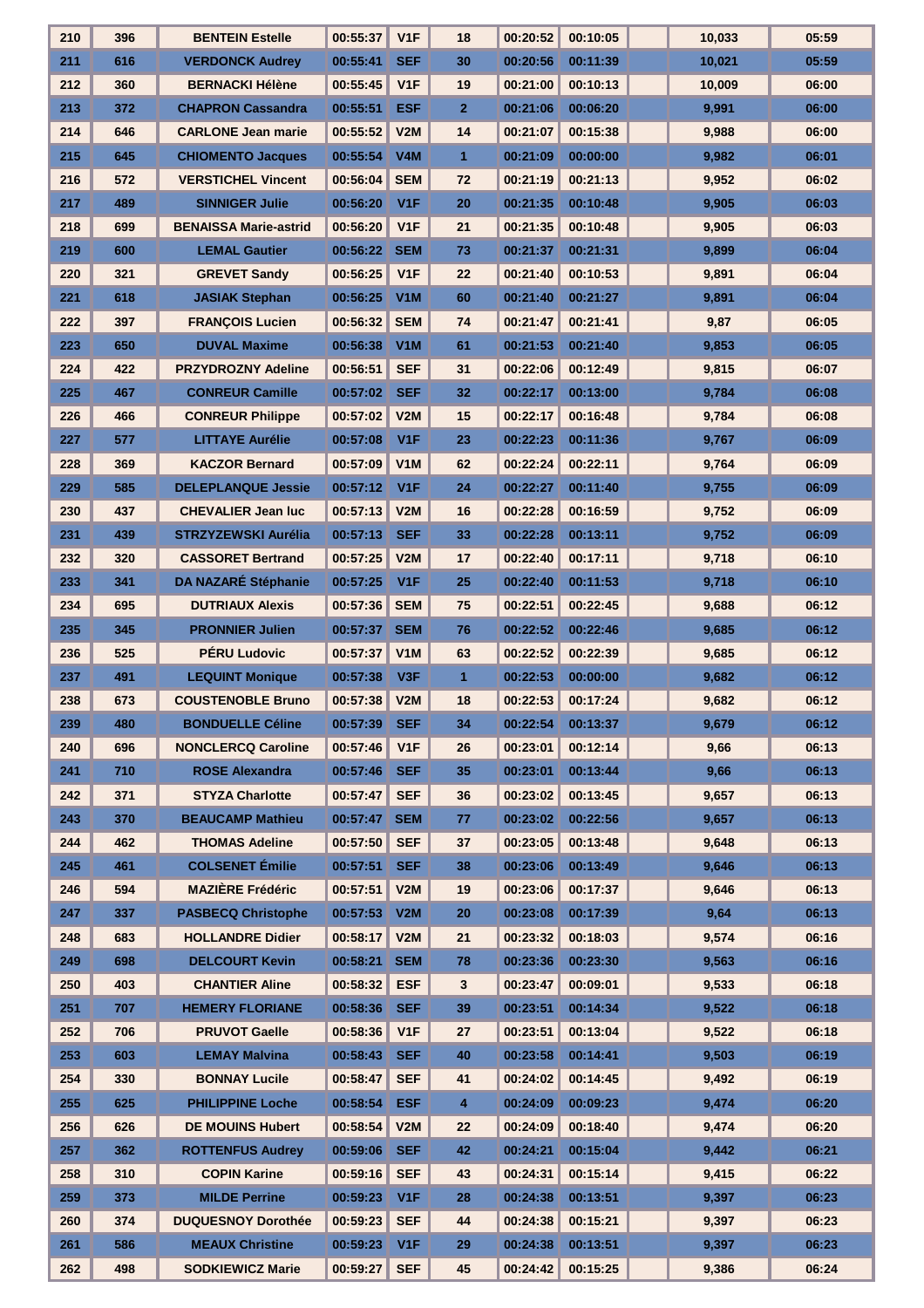| 210 | 396 | BENTEIN Estelle | 00:55:37 | V1F | 18 | 00:20:52 | 00:10:05 | | 10,033 | 05:59 |
|---|---|---|---|---|---|---|---|---|---|---|
| 211 | 616 | VERDONCK Audrey | 00:55:41 | SEF | 30 | 00:20:56 | 00:11:39 | | 10,021 | 05:59 |
| 212 | 360 | BERNACKI Hélène | 00:55:45 | V1F | 19 | 00:21:00 | 00:10:13 | | 10,009 | 06:00 |
| 213 | 372 | CHAPRON Cassandra | 00:55:51 | ESF | 2 | 00:21:06 | 00:06:20 | | 9,991 | 06:00 |
| 214 | 646 | CARLONE Jean marie | 00:55:52 | V2M | 14 | 00:21:07 | 00:15:38 | | 9,988 | 06:00 |
| 215 | 645 | CHIOMENTO Jacques | 00:55:54 | V4M | 1 | 00:21:09 | 00:00:00 | | 9,982 | 06:01 |
| 216 | 572 | VERSTICHEL Vincent | 00:56:04 | SEM | 72 | 00:21:19 | 00:21:13 | | 9,952 | 06:02 |
| 217 | 489 | SINNIGER Julie | 00:56:20 | V1F | 20 | 00:21:35 | 00:10:48 | | 9,905 | 06:03 |
| 218 | 699 | BENAISSA Marie-astrid | 00:56:20 | V1F | 21 | 00:21:35 | 00:10:48 | | 9,905 | 06:03 |
| 219 | 600 | LEMAL Gautier | 00:56:22 | SEM | 73 | 00:21:37 | 00:21:31 | | 9,899 | 06:04 |
| 220 | 321 | GREVET Sandy | 00:56:25 | V1F | 22 | 00:21:40 | 00:10:53 | | 9,891 | 06:04 |
| 221 | 618 | JASIAK Stephan | 00:56:25 | V1M | 60 | 00:21:40 | 00:21:27 | | 9,891 | 06:04 |
| 222 | 397 | FRANÇOIS Lucien | 00:56:32 | SEM | 74 | 00:21:47 | 00:21:41 | | 9,87 | 06:05 |
| 223 | 650 | DUVAL Maxime | 00:56:38 | V1M | 61 | 00:21:53 | 00:21:40 | | 9,853 | 06:05 |
| 224 | 422 | PRZYDROZNY Adeline | 00:56:51 | SEF | 31 | 00:22:06 | 00:12:49 | | 9,815 | 06:07 |
| 225 | 467 | CONREUR Camille | 00:57:02 | SEF | 32 | 00:22:17 | 00:13:00 | | 9,784 | 06:08 |
| 226 | 466 | CONREUR Philippe | 00:57:02 | V2M | 15 | 00:22:17 | 00:16:48 | | 9,784 | 06:08 |
| 227 | 577 | LITTAYE Aurélie | 00:57:08 | V1F | 23 | 00:22:23 | 00:11:36 | | 9,767 | 06:09 |
| 228 | 369 | KACZOR Bernard | 00:57:09 | V1M | 62 | 00:22:24 | 00:22:11 | | 9,764 | 06:09 |
| 229 | 585 | DELEPLANQUE Jessie | 00:57:12 | V1F | 24 | 00:22:27 | 00:11:40 | | 9,755 | 06:09 |
| 230 | 437 | CHEVALIER Jean luc | 00:57:13 | V2M | 16 | 00:22:28 | 00:16:59 | | 9,752 | 06:09 |
| 231 | 439 | STRZYZEWSKI Aurélia | 00:57:13 | SEF | 33 | 00:22:28 | 00:13:11 | | 9,752 | 06:09 |
| 232 | 320 | CASSORET Bertrand | 00:57:25 | V2M | 17 | 00:22:40 | 00:17:11 | | 9,718 | 06:10 |
| 233 | 341 | DA NAZARÉ Stéphanie | 00:57:25 | V1F | 25 | 00:22:40 | 00:11:53 | | 9,718 | 06:10 |
| 234 | 695 | DUTRIAUX Alexis | 00:57:36 | SEM | 75 | 00:22:51 | 00:22:45 | | 9,688 | 06:12 |
| 235 | 345 | PRONNIER Julien | 00:57:37 | SEM | 76 | 00:22:52 | 00:22:46 | | 9,685 | 06:12 |
| 236 | 525 | PÉRU Ludovic | 00:57:37 | V1M | 63 | 00:22:52 | 00:22:39 | | 9,685 | 06:12 |
| 237 | 491 | LEQUINT Monique | 00:57:38 | V3F | 1 | 00:22:53 | 00:00:00 | | 9,682 | 06:12 |
| 238 | 673 | COUSTENOBLE Bruno | 00:57:38 | V2M | 18 | 00:22:53 | 00:17:24 | | 9,682 | 06:12 |
| 239 | 480 | BONDUELLE Céline | 00:57:39 | SEF | 34 | 00:22:54 | 00:13:37 | | 9,679 | 06:12 |
| 240 | 696 | NONCLERCQ Caroline | 00:57:46 | V1F | 26 | 00:23:01 | 00:12:14 | | 9,66 | 06:13 |
| 241 | 710 | ROSE Alexandra | 00:57:46 | SEF | 35 | 00:23:01 | 00:13:44 | | 9,66 | 06:13 |
| 242 | 371 | STYZA Charlotte | 00:57:47 | SEF | 36 | 00:23:02 | 00:13:45 | | 9,657 | 06:13 |
| 243 | 370 | BEAUCAMP Mathieu | 00:57:47 | SEM | 77 | 00:23:02 | 00:22:56 | | 9,657 | 06:13 |
| 244 | 462 | THOMAS Adeline | 00:57:50 | SEF | 37 | 00:23:05 | 00:13:48 | | 9,648 | 06:13 |
| 245 | 461 | COLSENET Émilie | 00:57:51 | SEF | 38 | 00:23:06 | 00:13:49 | | 9,646 | 06:13 |
| 246 | 594 | MAZIÈRE Frédéric | 00:57:51 | V2M | 19 | 00:23:06 | 00:17:37 | | 9,646 | 06:13 |
| 247 | 337 | PASBECQ Christophe | 00:57:53 | V2M | 20 | 00:23:08 | 00:17:39 | | 9,64 | 06:13 |
| 248 | 683 | HOLLANDRE Didier | 00:58:17 | V2M | 21 | 00:23:32 | 00:18:03 | | 9,574 | 06:16 |
| 249 | 698 | DELCOURT Kevin | 00:58:21 | SEM | 78 | 00:23:36 | 00:23:30 | | 9,563 | 06:16 |
| 250 | 403 | CHANTIER Aline | 00:58:32 | ESF | 3 | 00:23:47 | 00:09:01 | | 9,533 | 06:18 |
| 251 | 707 | HEMERY FLORIANE | 00:58:36 | SEF | 39 | 00:23:51 | 00:14:34 | | 9,522 | 06:18 |
| 252 | 706 | PRUVOT Gaelle | 00:58:36 | V1F | 27 | 00:23:51 | 00:13:04 | | 9,522 | 06:18 |
| 253 | 603 | LEMAY Malvina | 00:58:43 | SEF | 40 | 00:23:58 | 00:14:41 | | 9,503 | 06:19 |
| 254 | 330 | BONNAY Lucile | 00:58:47 | SEF | 41 | 00:24:02 | 00:14:45 | | 9,492 | 06:19 |
| 255 | 625 | PHILIPPINE Loche | 00:58:54 | ESF | 4 | 00:24:09 | 00:09:23 | | 9,474 | 06:20 |
| 256 | 626 | DE MOUINS Hubert | 00:58:54 | V2M | 22 | 00:24:09 | 00:18:40 | | 9,474 | 06:20 |
| 257 | 362 | ROTTENFUS Audrey | 00:59:06 | SEF | 42 | 00:24:21 | 00:15:04 | | 9,442 | 06:21 |
| 258 | 310 | COPIN Karine | 00:59:16 | SEF | 43 | 00:24:31 | 00:15:14 | | 9,415 | 06:22 |
| 259 | 373 | MILDE Perrine | 00:59:23 | V1F | 28 | 00:24:38 | 00:13:51 | | 9,397 | 06:23 |
| 260 | 374 | DUQUESNOY Dorothée | 00:59:23 | SEF | 44 | 00:24:38 | 00:15:21 | | 9,397 | 06:23 |
| 261 | 586 | MEAUX Christine | 00:59:23 | V1F | 29 | 00:24:38 | 00:13:51 | | 9,397 | 06:23 |
| 262 | 498 | SODKIEWICZ Marie | 00:59:27 | SEF | 45 | 00:24:42 | 00:15:25 | | 9,386 | 06:24 |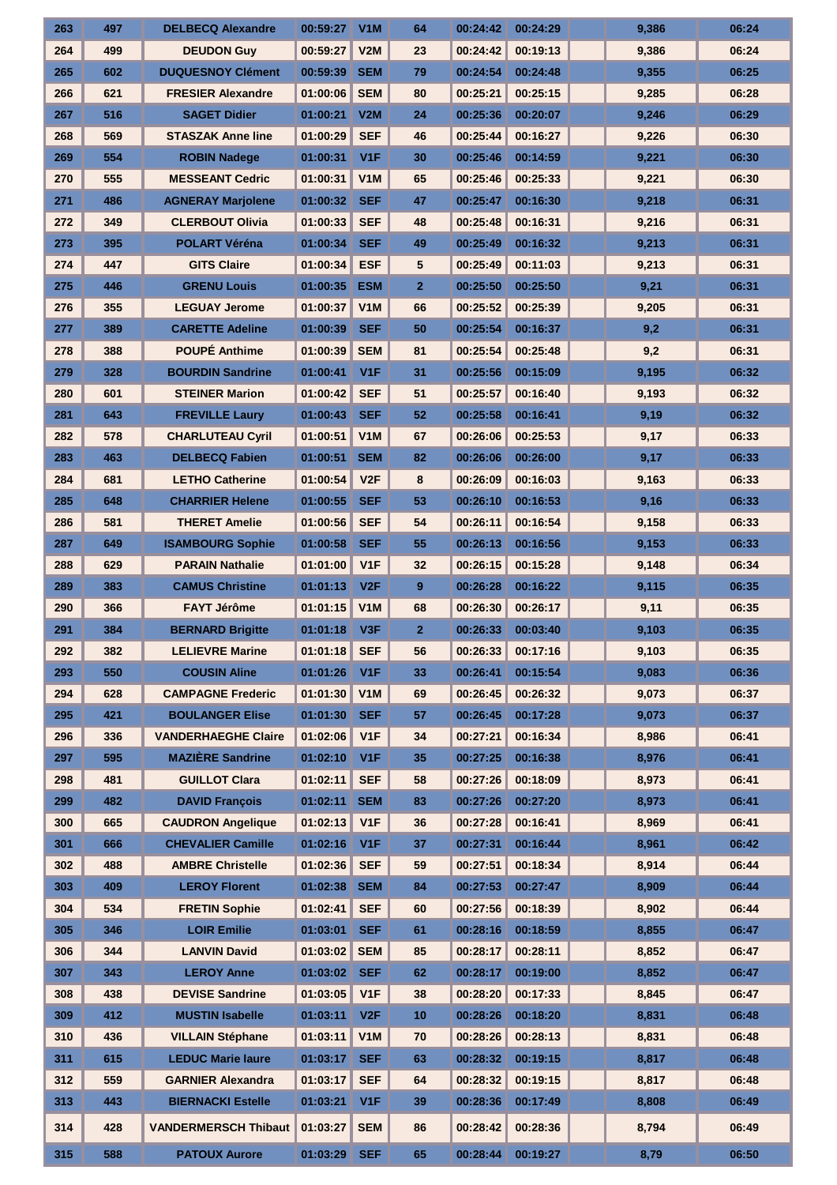| 263 | 497 | DELBECQ Alexandre | 00:59:27 | V1M | 64 | 00:24:42 | 00:24:29 | | 9,386 | 06:24 |
|---|---|---|---|---|---|---|---|---|---|---|
| 264 | 499 | DEUDON Guy | 00:59:27 | V2M | 23 | 00:24:42 | 00:19:13 | | 9,386 | 06:24 |
| 265 | 602 | DUQUESNOY Clément | 00:59:39 | SEM | 79 | 00:24:54 | 00:24:48 | | 9,355 | 06:25 |
| 266 | 621 | FRESIER Alexandre | 01:00:06 | SEM | 80 | 00:25:21 | 00:25:15 | | 9,285 | 06:28 |
| 267 | 516 | SAGET Didier | 01:00:21 | V2M | 24 | 00:25:36 | 00:20:07 | | 9,246 | 06:29 |
| 268 | 569 | STASZAK Anne line | 01:00:29 | SEF | 46 | 00:25:44 | 00:16:27 | | 9,226 | 06:30 |
| 269 | 554 | ROBIN Nadege | 01:00:31 | V1F | 30 | 00:25:46 | 00:14:59 | | 9,221 | 06:30 |
| 270 | 555 | MESSEANT Cedric | 01:00:31 | V1M | 65 | 00:25:46 | 00:25:33 | | 9,221 | 06:30 |
| 271 | 486 | AGNERAY Marjolene | 01:00:32 | SEF | 47 | 00:25:47 | 00:16:30 | | 9,218 | 06:31 |
| 272 | 349 | CLERBOUT Olivia | 01:00:33 | SEF | 48 | 00:25:48 | 00:16:31 | | 9,216 | 06:31 |
| 273 | 395 | POLART Véréna | 01:00:34 | SEF | 49 | 00:25:49 | 00:16:32 | | 9,213 | 06:31 |
| 274 | 447 | GITS Claire | 01:00:34 | ESF | 5 | 00:25:49 | 00:11:03 | | 9,213 | 06:31 |
| 275 | 446 | GRENU Louis | 01:00:35 | ESM | 2 | 00:25:50 | 00:25:50 | | 9,21 | 06:31 |
| 276 | 355 | LEGUAY Jerome | 01:00:37 | V1M | 66 | 00:25:52 | 00:25:39 | | 9,205 | 06:31 |
| 277 | 389 | CARETTE Adeline | 01:00:39 | SEF | 50 | 00:25:54 | 00:16:37 | | 9,2 | 06:31 |
| 278 | 388 | POUPÉ Anthime | 01:00:39 | SEM | 81 | 00:25:54 | 00:25:48 | | 9,2 | 06:31 |
| 279 | 328 | BOURDIN Sandrine | 01:00:41 | V1F | 31 | 00:25:56 | 00:15:09 | | 9,195 | 06:32 |
| 280 | 601 | STEINER Marion | 01:00:42 | SEF | 51 | 00:25:57 | 00:16:40 | | 9,193 | 06:32 |
| 281 | 643 | FREVILLE Laury | 01:00:43 | SEF | 52 | 00:25:58 | 00:16:41 | | 9,19 | 06:32 |
| 282 | 578 | CHARLUTEAU Cyril | 01:00:51 | V1M | 67 | 00:26:06 | 00:25:53 | | 9,17 | 06:33 |
| 283 | 463 | DELBECQ Fabien | 01:00:51 | SEM | 82 | 00:26:06 | 00:26:00 | | 9,17 | 06:33 |
| 284 | 681 | LETHO Catherine | 01:00:54 | V2F | 8 | 00:26:09 | 00:16:03 | | 9,163 | 06:33 |
| 285 | 648 | CHARRIER Helene | 01:00:55 | SEF | 53 | 00:26:10 | 00:16:53 | | 9,16 | 06:33 |
| 286 | 581 | THERET Amelie | 01:00:56 | SEF | 54 | 00:26:11 | 00:16:54 | | 9,158 | 06:33 |
| 287 | 649 | ISAMBOURG Sophie | 01:00:58 | SEF | 55 | 00:26:13 | 00:16:56 | | 9,153 | 06:33 |
| 288 | 629 | PARAIN Nathalie | 01:01:00 | V1F | 32 | 00:26:15 | 00:15:28 | | 9,148 | 06:34 |
| 289 | 383 | CAMUS Christine | 01:01:13 | V2F | 9 | 00:26:28 | 00:16:22 | | 9,115 | 06:35 |
| 290 | 366 | FAYT Jérôme | 01:01:15 | V1M | 68 | 00:26:30 | 00:26:17 | | 9,11 | 06:35 |
| 291 | 384 | BERNARD Brigitte | 01:01:18 | V3F | 2 | 00:26:33 | 00:03:40 | | 9,103 | 06:35 |
| 292 | 382 | LELIEVRE Marine | 01:01:18 | SEF | 56 | 00:26:33 | 00:17:16 | | 9,103 | 06:35 |
| 293 | 550 | COUSIN Aline | 01:01:26 | V1F | 33 | 00:26:41 | 00:15:54 | | 9,083 | 06:36 |
| 294 | 628 | CAMPAGNE Frederic | 01:01:30 | V1M | 69 | 00:26:45 | 00:26:32 | | 9,073 | 06:37 |
| 295 | 421 | BOULANGER Elise | 01:01:30 | SEF | 57 | 00:26:45 | 00:17:28 | | 9,073 | 06:37 |
| 296 | 336 | VANDERHAEGHE Claire | 01:02:06 | V1F | 34 | 00:27:21 | 00:16:34 | | 8,986 | 06:41 |
| 297 | 595 | MAZIÈRE Sandrine | 01:02:10 | V1F | 35 | 00:27:25 | 00:16:38 | | 8,976 | 06:41 |
| 298 | 481 | GUILLOT Clara | 01:02:11 | SEF | 58 | 00:27:26 | 00:18:09 | | 8,973 | 06:41 |
| 299 | 482 | DAVID François | 01:02:11 | SEM | 83 | 00:27:26 | 00:27:20 | | 8,973 | 06:41 |
| 300 | 665 | CAUDRON Angelique | 01:02:13 | V1F | 36 | 00:27:28 | 00:16:41 | | 8,969 | 06:41 |
| 301 | 666 | CHEVALIER Camille | 01:02:16 | V1F | 37 | 00:27:31 | 00:16:44 | | 8,961 | 06:42 |
| 302 | 488 | AMBRE Christelle | 01:02:36 | SEF | 59 | 00:27:51 | 00:18:34 | | 8,914 | 06:44 |
| 303 | 409 | LEROY Florent | 01:02:38 | SEM | 84 | 00:27:53 | 00:27:47 | | 8,909 | 06:44 |
| 304 | 534 | FRETIN Sophie | 01:02:41 | SEF | 60 | 00:27:56 | 00:18:39 | | 8,902 | 06:44 |
| 305 | 346 | LOIR Emilie | 01:03:01 | SEF | 61 | 00:28:16 | 00:18:59 | | 8,855 | 06:47 |
| 306 | 344 | LANVIN David | 01:03:02 | SEM | 85 | 00:28:17 | 00:28:11 | | 8,852 | 06:47 |
| 307 | 343 | LEROY Anne | 01:03:02 | SEF | 62 | 00:28:17 | 00:19:00 | | 8,852 | 06:47 |
| 308 | 438 | DEVISE Sandrine | 01:03:05 | V1F | 38 | 00:28:20 | 00:17:33 | | 8,845 | 06:47 |
| 309 | 412 | MUSTIN Isabelle | 01:03:11 | V2F | 10 | 00:28:26 | 00:18:20 | | 8,831 | 06:48 |
| 310 | 436 | VILLAIN Stéphane | 01:03:11 | V1M | 70 | 00:28:26 | 00:28:13 | | 8,831 | 06:48 |
| 311 | 615 | LEDUC Marie laure | 01:03:17 | SEF | 63 | 00:28:32 | 00:19:15 | | 8,817 | 06:48 |
| 312 | 559 | GARNIER Alexandra | 01:03:17 | SEF | 64 | 00:28:32 | 00:19:15 | | 8,817 | 06:48 |
| 313 | 443 | BIERNACKI Estelle | 01:03:21 | V1F | 39 | 00:28:36 | 00:17:49 | | 8,808 | 06:49 |
| 314 | 428 | VANDERMERSCH Thibaut | 01:03:27 | SEM | 86 | 00:28:42 | 00:28:36 | | 8,794 | 06:49 |
| 315 | 588 | PATOUX Aurore | 01:03:29 | SEF | 65 | 00:28:44 | 00:19:27 | | 8,79 | 06:50 |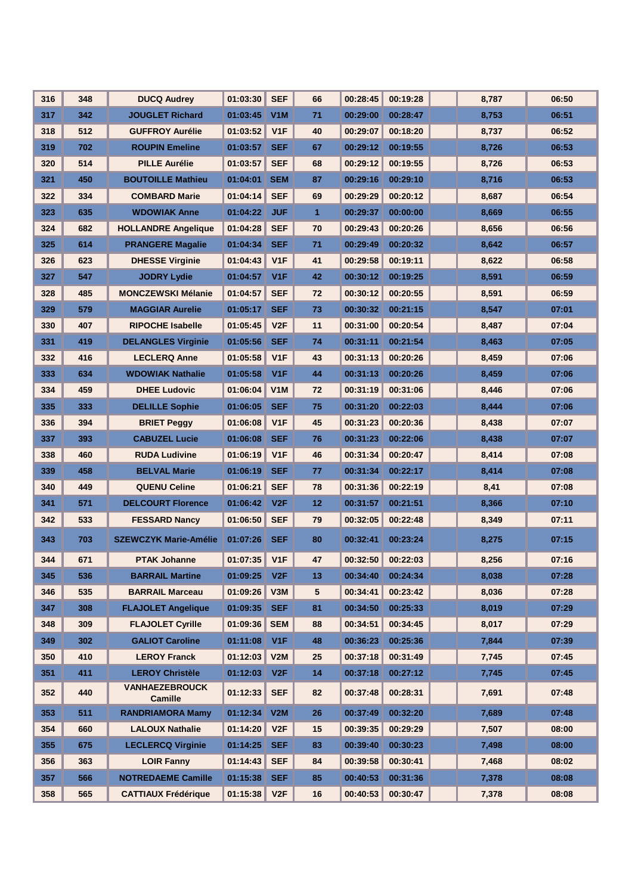| | | | | | | | | | | |
|---|---|---|---|---|---|---|---|---|---|---|
| 316 | 348 | DUCQ Audrey | 01:03:30 | SEF | 66 | 00:28:45 | 00:19:28 | | 8,787 | 06:50 |
| 317 | 342 | JOUGLET Richard | 01:03:45 | V1M | 71 | 00:29:00 | 00:28:47 | | 8,753 | 06:51 |
| 318 | 512 | GUFFROY Aurélie | 01:03:52 | V1F | 40 | 00:29:07 | 00:18:20 | | 8,737 | 06:52 |
| 319 | 702 | ROUPIN Emeline | 01:03:57 | SEF | 67 | 00:29:12 | 00:19:55 | | 8,726 | 06:53 |
| 320 | 514 | PILLE Aurélie | 01:03:57 | SEF | 68 | 00:29:12 | 00:19:55 | | 8,726 | 06:53 |
| 321 | 450 | BOUTOILLE Mathieu | 01:04:01 | SEM | 87 | 00:29:16 | 00:29:10 | | 8,716 | 06:53 |
| 322 | 334 | COMBARD Marie | 01:04:14 | SEF | 69 | 00:29:29 | 00:20:12 | | 8,687 | 06:54 |
| 323 | 635 | WDOWIAK Anne | 01:04:22 | JUF | 1 | 00:29:37 | 00:00:00 | | 8,669 | 06:55 |
| 324 | 682 | HOLLANDRE Angelique | 01:04:28 | SEF | 70 | 00:29:43 | 00:20:26 | | 8,656 | 06:56 |
| 325 | 614 | PRANGERE Magalie | 01:04:34 | SEF | 71 | 00:29:49 | 00:20:32 | | 8,642 | 06:57 |
| 326 | 623 | DHESSE Virginie | 01:04:43 | V1F | 41 | 00:29:58 | 00:19:11 | | 8,622 | 06:58 |
| 327 | 547 | JODRY Lydie | 01:04:57 | V1F | 42 | 00:30:12 | 00:19:25 | | 8,591 | 06:59 |
| 328 | 485 | MONCZEWSKI Mélanie | 01:04:57 | SEF | 72 | 00:30:12 | 00:20:55 | | 8,591 | 06:59 |
| 329 | 579 | MAGGIAR Aurelie | 01:05:17 | SEF | 73 | 00:30:32 | 00:21:15 | | 8,547 | 07:01 |
| 330 | 407 | RIPOCHE Isabelle | 01:05:45 | V2F | 11 | 00:31:00 | 00:20:54 | | 8,487 | 07:04 |
| 331 | 419 | DELANGLES Virginie | 01:05:56 | SEF | 74 | 00:31:11 | 00:21:54 | | 8,463 | 07:05 |
| 332 | 416 | LECLERQ Anne | 01:05:58 | V1F | 43 | 00:31:13 | 00:20:26 | | 8,459 | 07:06 |
| 333 | 634 | WDOWIAK Nathalie | 01:05:58 | V1F | 44 | 00:31:13 | 00:20:26 | | 8,459 | 07:06 |
| 334 | 459 | DHEE Ludovic | 01:06:04 | V1M | 72 | 00:31:19 | 00:31:06 | | 8,446 | 07:06 |
| 335 | 333 | DELILLE Sophie | 01:06:05 | SEF | 75 | 00:31:20 | 00:22:03 | | 8,444 | 07:06 |
| 336 | 394 | BRIET Peggy | 01:06:08 | V1F | 45 | 00:31:23 | 00:20:36 | | 8,438 | 07:07 |
| 337 | 393 | CABUZEL Lucie | 01:06:08 | SEF | 76 | 00:31:23 | 00:22:06 | | 8,438 | 07:07 |
| 338 | 460 | RUDA Ludivine | 01:06:19 | V1F | 46 | 00:31:34 | 00:20:47 | | 8,414 | 07:08 |
| 339 | 458 | BELVAL Marie | 01:06:19 | SEF | 77 | 00:31:34 | 00:22:17 | | 8,414 | 07:08 |
| 340 | 449 | QUENU Celine | 01:06:21 | SEF | 78 | 00:31:36 | 00:22:19 | | 8,41 | 07:08 |
| 341 | 571 | DELCOURT Florence | 01:06:42 | V2F | 12 | 00:31:57 | 00:21:51 | | 8,366 | 07:10 |
| 342 | 533 | FESSARD Nancy | 01:06:50 | SEF | 79 | 00:32:05 | 00:22:48 | | 8,349 | 07:11 |
| 343 | 703 | SZEWCZYK Marie-Amélie | 01:07:26 | SEF | 80 | 00:32:41 | 00:23:24 | | 8,275 | 07:15 |
| 344 | 671 | PTAK Johanne | 01:07:35 | V1F | 47 | 00:32:50 | 00:22:03 | | 8,256 | 07:16 |
| 345 | 536 | BARRAIL Martine | 01:09:25 | V2F | 13 | 00:34:40 | 00:24:34 | | 8,038 | 07:28 |
| 346 | 535 | BARRAIL Marceau | 01:09:26 | V3M | 5 | 00:34:41 | 00:23:42 | | 8,036 | 07:28 |
| 347 | 308 | FLAJOLET Angelique | 01:09:35 | SEF | 81 | 00:34:50 | 00:25:33 | | 8,019 | 07:29 |
| 348 | 309 | FLAJOLET Cyrille | 01:09:36 | SEM | 88 | 00:34:51 | 00:34:45 | | 8,017 | 07:29 |
| 349 | 302 | GALIOT Caroline | 01:11:08 | V1F | 48 | 00:36:23 | 00:25:36 | | 7,844 | 07:39 |
| 350 | 410 | LEROY Franck | 01:12:03 | V2M | 25 | 00:37:18 | 00:31:49 | | 7,745 | 07:45 |
| 351 | 411 | LEROY Christèle | 01:12:03 | V2F | 14 | 00:37:18 | 00:27:12 | | 7,745 | 07:45 |
| 352 | 440 | VANHAEZEBROUCK Camille | 01:12:33 | SEF | 82 | 00:37:48 | 00:28:31 | | 7,691 | 07:48 |
| 353 | 511 | RANDRIAMORA Mamy | 01:12:34 | V2M | 26 | 00:37:49 | 00:32:20 | | 7,689 | 07:48 |
| 354 | 660 | LALOUX Nathalie | 01:14:20 | V2F | 15 | 00:39:35 | 00:29:29 | | 7,507 | 08:00 |
| 355 | 675 | LECLERCQ Virginie | 01:14:25 | SEF | 83 | 00:39:40 | 00:30:23 | | 7,498 | 08:00 |
| 356 | 363 | LOIR Fanny | 01:14:43 | SEF | 84 | 00:39:58 | 00:30:41 | | 7,468 | 08:02 |
| 357 | 566 | NOTREDAEME Camille | 01:15:38 | SEF | 85 | 00:40:53 | 00:31:36 | | 7,378 | 08:08 |
| 358 | 565 | CATTIAUX Frédérique | 01:15:38 | V2F | 16 | 00:40:53 | 00:30:47 | | 7,378 | 08:08 |